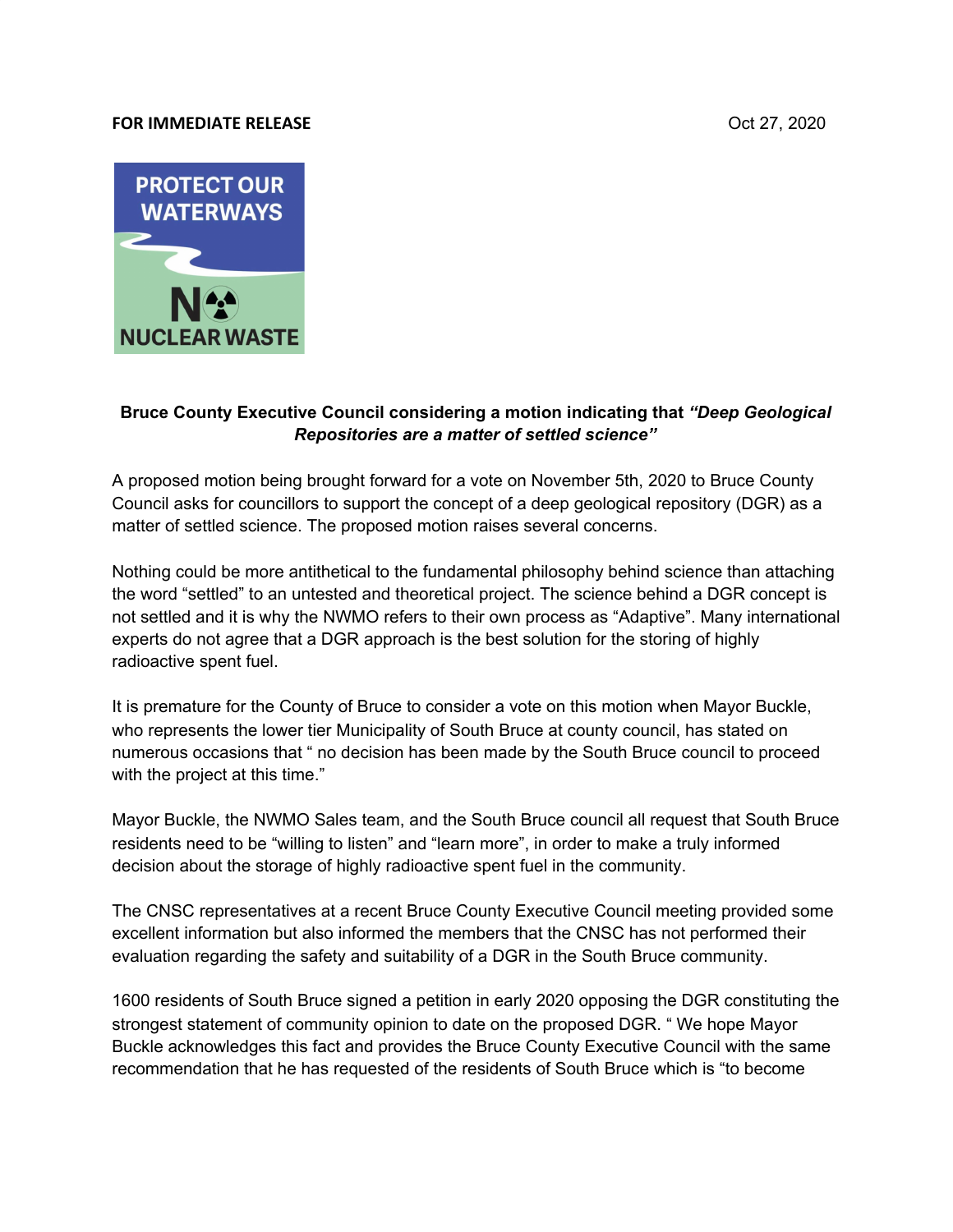**FOR IMMEDIATE RELEASE** Oct 27, 2020

PROTECT OUR WATERWAYS

NO NUCLEAR WASTE

**Bruce County Executive Council considering a motion indicating that *"Deep Geological Repositories are a matter of settled science"***

A proposed motion being brought forward for a vote on November 5th, 2020 to Bruce County Council asks for councillors to support the concept of a deep geological repository (DGR) as a matter of settled science. The proposed motion raises several concerns.

Nothing could be more antithetical to the fundamental philosophy behind science than attaching the word "settled" to an untested and theoretical project. The science behind a DGR concept is not settled and it is why the NWMO refers to their own process as "Adaptive". Many international experts do not agree that a DGR approach is the best solution for the storing of highly radioactive spent fuel.

It is premature for the County of Bruce to consider a vote on this motion when Mayor Buckle, who represents the lower tier Municipality of South Bruce at county council, has stated on numerous occasions that " no decision has been made by the South Bruce council to proceed with the project at this time."

Mayor Buckle, the NWMO Sales team, and the South Bruce council all request that South Bruce residents need to be "willing to listen" and "learn more", in order to make a truly informed decision about the storage of highly radioactive spent fuel in the community.

The CNSC representatives at a recent Bruce County Executive Council meeting provided some excellent information but also informed the members that the CNSC has not performed their evaluation regarding the safety and suitability of a DGR in the South Bruce community.

1600 residents of South Bruce signed a petition in early 2020 opposing the DGR constituting the strongest statement of community opinion to date on the proposed DGR. " We hope Mayor Buckle acknowledges this fact and provides the Bruce County Executive Council with the same recommendation that he has requested of the residents of South Bruce which is "to become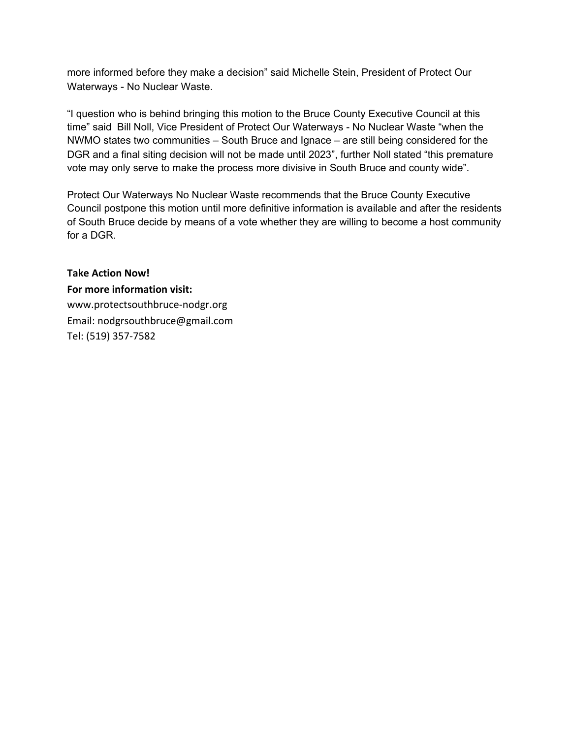more informed before they make a decision" said Michelle Stein, President of Protect Our Waterways - No Nuclear Waste.

"I question who is behind bringing this motion to the Bruce County Executive Council at this time" said  Bill Noll, Vice President of Protect Our Waterways - No Nuclear Waste "when the NWMO states two communities – South Bruce and Ignace – are still being considered for the DGR and a final siting decision will not be made until 2023", further Noll stated "this premature vote may only serve to make the process more divisive in South Bruce and county wide".

Protect Our Waterways No Nuclear Waste recommends that the Bruce County Executive Council postpone this motion until more definitive information is available and after the residents of South Bruce decide by means of a vote whether they are willing to become a host community for a DGR.

**Take Action Now!**

**For more information visit:**

www.protectsouthbruce-nodgr.org

Email: nodgrsouthbruce@gmail.com

Tel: (519) 357-7582